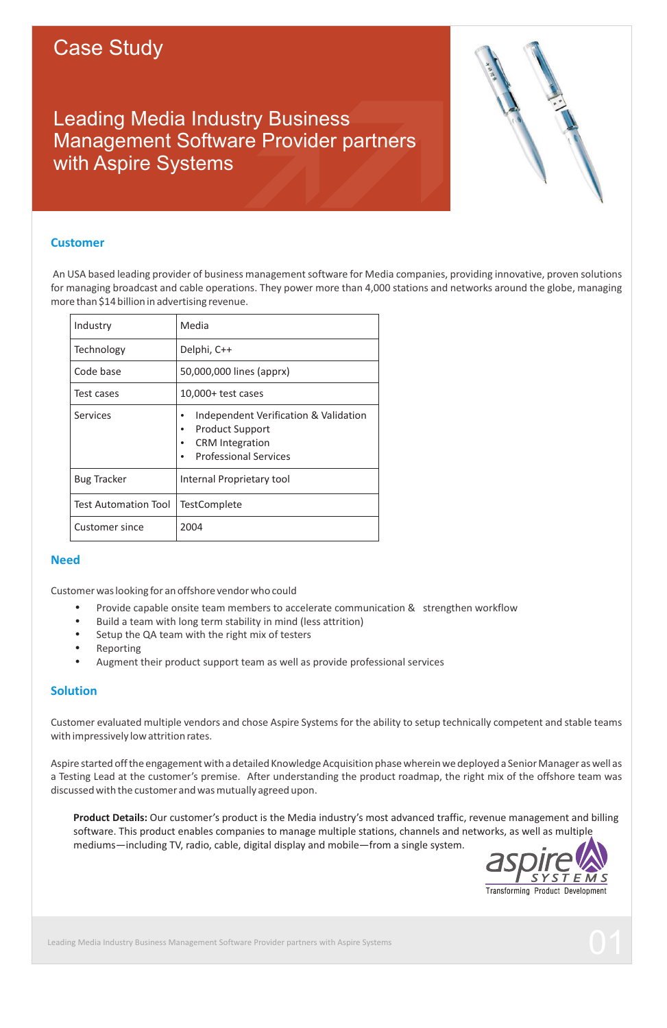# Case Study

## Leading Media Industry Business Management Software Provider partners with Aspire Systems

### Customer

An USA based leading provider of business management software for Media companies, providing innovative, proven solutions for managing broadcast and cable operations. They power more than 4,000 stations and networks around the globe, managing more than $14 billion in advertising revenue.

| Industry | Media |
|---|---|
| Technology | Delphi, C++ |
| Code base | 50,000,000 lines (apprx) |
| Test cases | 10,000+ test cases |
| Services | • Independent Verification & Validation<br>• Product Support<br>• CRM Integration<br>• Professional Services |
| Bug Tracker | Internal Proprietary tool |
| Test Automation Tool | TestComplete |
| Customer since | 2004 |

### Need

Customer was looking for an offshore vendor who could

- Provide capable onsite team members to accelerate communication & strengthen workflow
- Build a team with long term stability in mind (less attrition)
- Setup the QA team with the right mix of testers
- Reporting
- Augment their product support team as well as provide professional services

### Solution

Customer evaluated multiple vendors and chose Aspire Systems for the ability to setup technically competent and stable teams with impressively low attrition rates.

Aspire started off the engagement with a detailed Knowledge Acquisition phase wherein we deployed a Senior Manager as well as a Testing Lead at the customer's premise. After understanding the product roadmap, the right mix of the offshore team was discussed with the customer and was mutually agreed upon.

**Product Details:** Our customer's product is the Media industry's most advanced traffic, revenue management and billing software. This product enables companies to manage multiple stations, channels and networks, as well as multiple mediums—including TV, radio, cable, digital display and mobile—from a single system.

aspire SYSTEMS
Transforming Product Development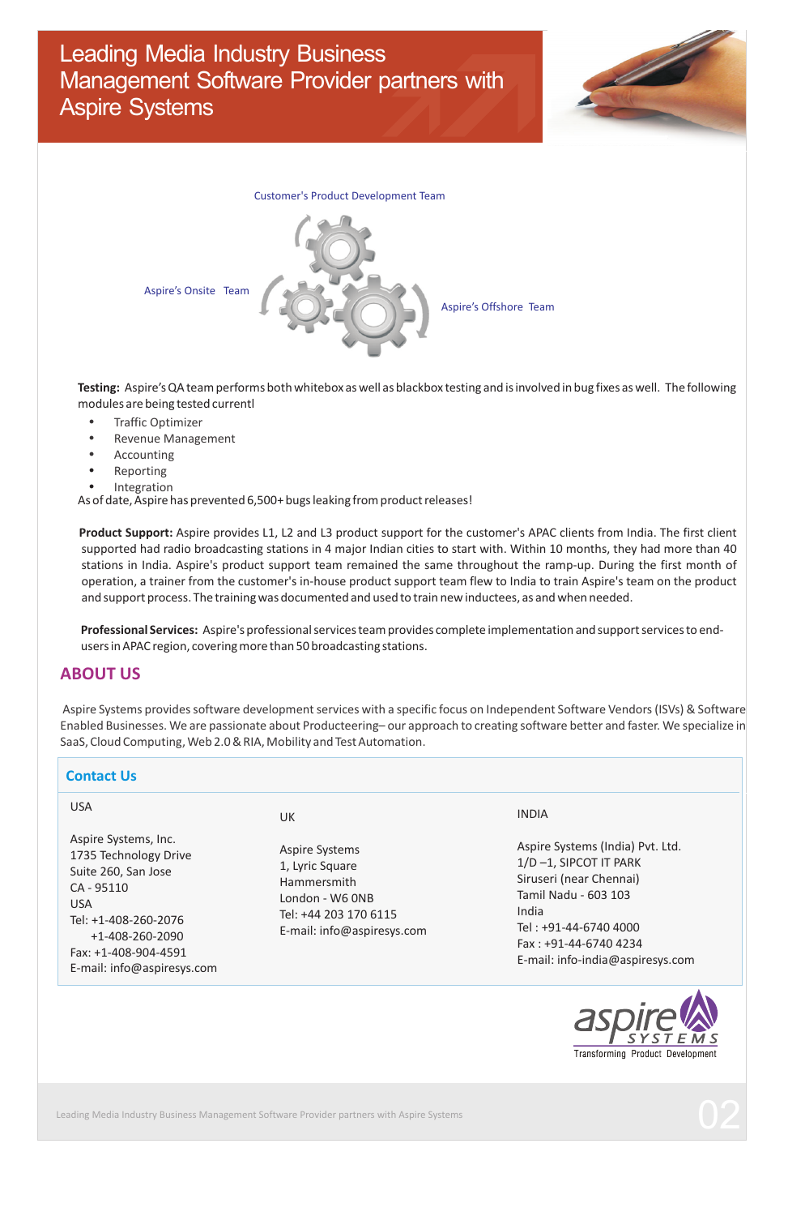# Leading Media Industry Business Management Software Provider partners with Aspire Systems

Customer's Product Development Team

Aspire's Onsite Team

Aspire's Offshore Team

**Testing:** Aspire's QA team performs both whitebox as well as blackbox testing and is involved in bug fixes as well. The following modules are being tested currentl

- Traffic Optimizer
- Revenue Management
- Accounting
- Reporting
- Integration

As of date, Aspire has prevented 6,500+ bugs leaking from product releases!

**Product Support:** Aspire provides L1, L2 and L3 product support for the customer's APAC clients from India. The first client supported had radio broadcasting stations in 4 major Indian cities to start with. Within 10 months, they had more than 40 stations in India. Aspire's product support team remained the same throughout the ramp-up. During the first month of operation, a trainer from the customer's in-house product support team flew to India to train Aspire's team on the product and support process. The training was documented and used to train new inductees, as and when needed.

**Professional Services:** Aspire's professional services team provides complete implementation and support services to end-users in APAC region, covering more than 50 broadcasting stations.

## ABOUT US

Aspire Systems provides software development services with a specific focus on Independent Software Vendors (ISVs) & Software Enabled Businesses. We are passionate about Producteering– our approach to creating software better and faster. We specialize in SaaS, Cloud Computing, Web 2.0 & RIA, Mobility and Test Automation.

### Contact Us

USA

Aspire Systems, Inc.
1735 Technology Drive
Suite 260, San Jose
CA - 95110
USA
Tel: +1-408-260-2076
+1-408-260-2090
Fax: +1-408-904-4591
E-mail: info@aspiresys.com

UK

Aspire Systems
1, Lyric Square
Hammersmith
London - W6 0NB
Tel: +44 203 170 6115
E-mail: info@aspiresys.com

INDIA

Aspire Systems (India) Pvt. Ltd.
1/D –1, SIPCOT IT PARK
Siruseri (near Chennai)
Tamil Nadu - 603 103
India
Tel : +91-44-6740 4000
Fax : +91-44-6740 4234
E-mail: info-india@aspiresys.com

aspire SYSTEMS
Transforming Product Development